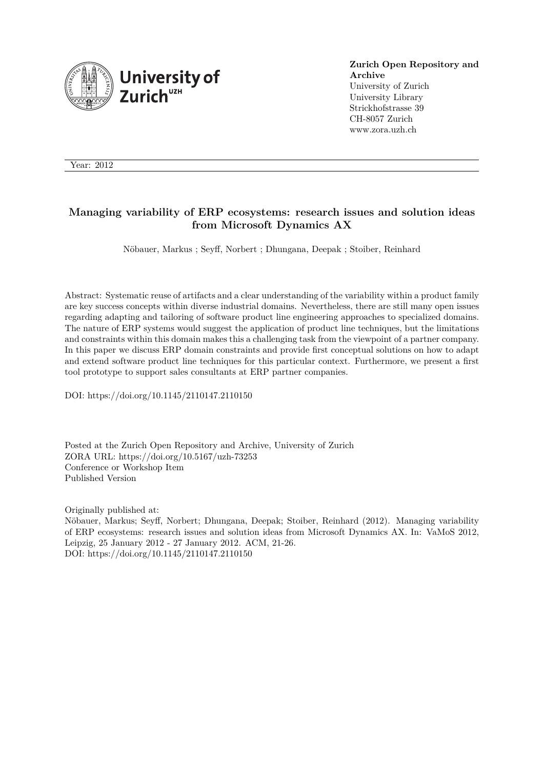**Zurich Open Repository and Archive**
University of Zurich
University Library
Strickhofstrasse 39
CH-8057 Zurich
www.zora.uzh.ch

Year: 2012

# Managing variability of ERP ecosystems: research issues and solution ideas from Microsoft Dynamics AX

Nöbauer, Markus ; Seyff, Norbert ; Dhungana, Deepak ; Stoiber, Reinhard

Abstract: Systematic reuse of artifacts and a clear understanding of the variability within a product family are key success concepts within diverse industrial domains. Nevertheless, there are still many open issues regarding adapting and tailoring of software product line engineering approaches to specialized domains. The nature of ERP systems would suggest the application of product line techniques, but the limitations and constraints within this domain makes this a challenging task from the viewpoint of a partner company. In this paper we discuss ERP domain constraints and provide first conceptual solutions on how to adapt and extend software product line techniques for this particular context. Furthermore, we present a first tool prototype to support sales consultants at ERP partner companies.

DOI: https://doi.org/10.1145/2110147.2110150

Posted at the Zurich Open Repository and Archive, University of Zurich
ZORA URL: https://doi.org/10.5167/uzh-73253
Conference or Workshop Item
Published Version

Originally published at:
Nöbauer, Markus; Seyff, Norbert; Dhungana, Deepak; Stoiber, Reinhard (2012). Managing variability of ERP ecosystems: research issues and solution ideas from Microsoft Dynamics AX. In: VaMoS 2012, Leipzig, 25 January 2012 - 27 January 2012. ACM, 21-26.
DOI: https://doi.org/10.1145/2110147.2110150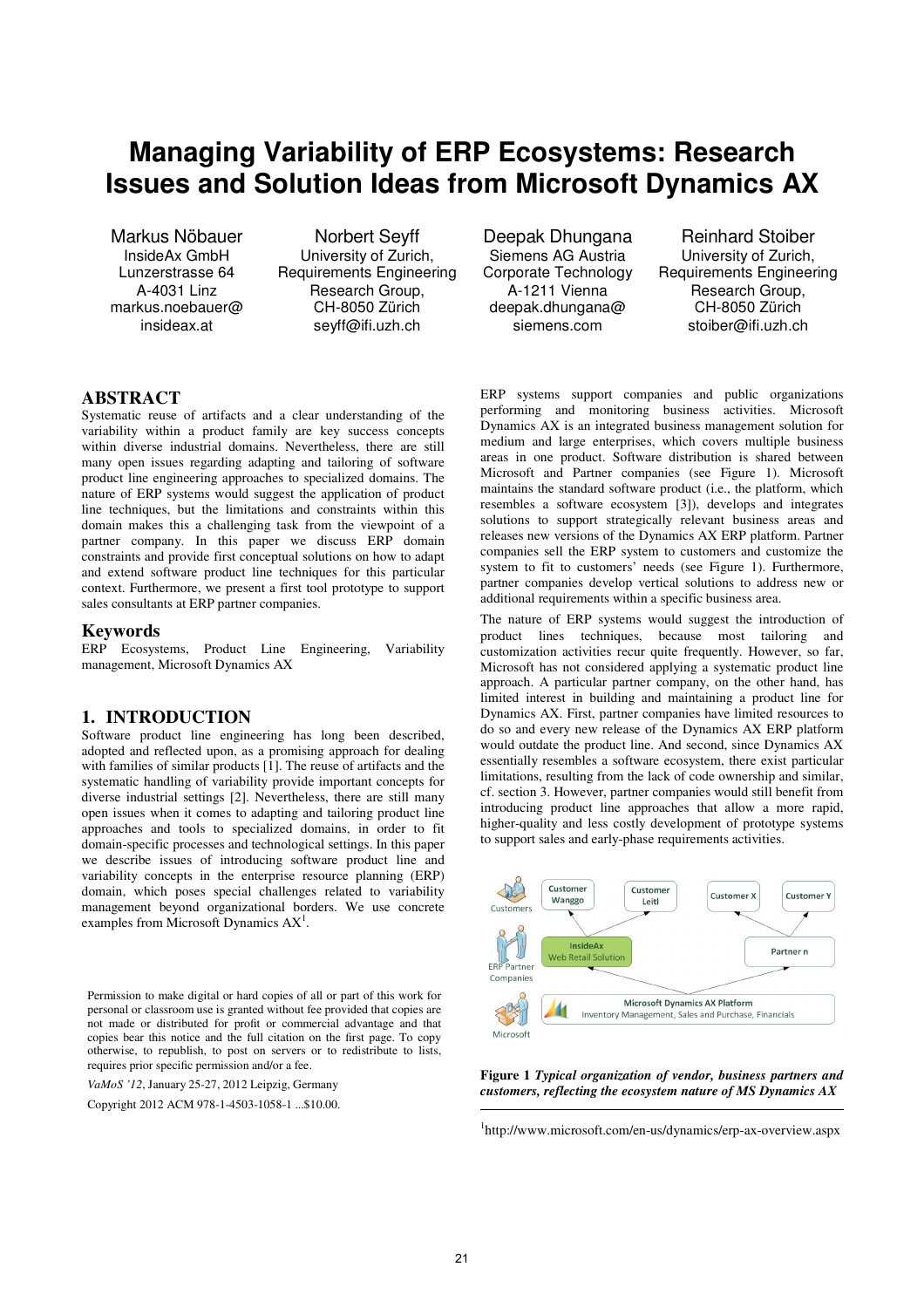# Managing Variability of ERP Ecosystems: Research Issues and Solution Ideas from Microsoft Dynamics AX

Markus Nöbauer
InsideAx GmbH
Lunzerstrasse 64
A-4031 Linz
markus.noebauer@insideax.at

Norbert Seyff
University of Zurich, Requirements Engineering Research Group,
CH-8050 Zürich
seyff@ifi.uzh.ch

Deepak Dhungana
Siemens AG Austria
Corporate Technology
A-1211 Vienna
deepak.dhungana@siemens.com

Reinhard Stoiber
University of Zurich, Requirements Engineering Research Group,
CH-8050 Zürich
stoiber@ifi.uzh.ch

## ABSTRACT

Systematic reuse of artifacts and a clear understanding of the variability within a product family are key success concepts within diverse industrial domains. Nevertheless, there are still many open issues regarding adapting and tailoring of software product line engineering approaches to specialized domains. The nature of ERP systems would suggest the application of product line techniques, but the limitations and constraints within this domain makes this a challenging task from the viewpoint of a partner company. In this paper we discuss ERP domain constraints and provide first conceptual solutions on how to adapt and extend software product line techniques for this particular context. Furthermore, we present a first tool prototype to support sales consultants at ERP partner companies.

## Keywords

ERP Ecosystems, Product Line Engineering, Variability management, Microsoft Dynamics AX

## 1. INTRODUCTION

Software product line engineering has long been described, adopted and reflected upon, as a promising approach for dealing with families of similar products [1]. The reuse of artifacts and the systematic handling of variability provide important concepts for diverse industrial settings [2]. Nevertheless, there are still many open issues when it comes to adapting and tailoring product line approaches and tools to specialized domains, in order to fit domain-specific processes and technological settings. In this paper we describe issues of introducing software product line and variability concepts in the enterprise resource planning (ERP) domain, which poses special challenges related to variability management beyond organizational borders. We use concrete examples from Microsoft Dynamics AX[1].

Permission to make digital or hard copies of all or part of this work for personal or classroom use is granted without fee provided that copies are not made or distributed for profit or commercial advantage and that copies bear this notice and the full citation on the first page. To copy otherwise, to republish, to post on servers or to redistribute to lists, requires prior specific permission and/or a fee.

*VaMoS '12*, January 25-27, 2012 Leipzig, Germany

Copyright 2012 ACM 978-1-4503-1058-1 ...$10.00.

ERP systems support companies and public organizations performing and monitoring business activities. Microsoft Dynamics AX is an integrated business management solution for medium and large enterprises, which covers multiple business areas in one product. Software distribution is shared between Microsoft and Partner companies (see Figure 1). Microsoft maintains the standard software product (i.e., the platform, which resembles a software ecosystem [3]), develops and integrates solutions to support strategically relevant business areas and releases new versions of the Dynamics AX ERP platform. Partner companies sell the ERP system to customers and customize the system to fit to customers' needs (see Figure 1). Furthermore, partner companies develop vertical solutions to address new or additional requirements within a specific business area.

The nature of ERP systems would suggest the introduction of product lines techniques, because most tailoring and customization activities recur quite frequently. However, so far, Microsoft has not considered applying a systematic product line approach. A particular partner company, on the other hand, has limited interest in building and maintaining a product line for Dynamics AX. First, partner companies have limited resources to do so and every new release of the Dynamics AX ERP platform would outdate the product line. And second, since Dynamics AX essentially resembles a software ecosystem, there exist particular limitations, resulting from the lack of code ownership and similar, cf. section 3. However, partner companies would still benefit from introducing product line approaches that allow a more rapid, higher-quality and less costly development of prototype systems to support sales and early-phase requirements activities.

Customers
Customer Wanggo
Customer Leitl
Customer X
Customer Y
ERP Partner Companies
InsideAx Web Retail Solution
Partner n
Microsoft
Microsoft Dynamics AX Platform
Inventory Management, Sales and Purchase, Financials

**Figure 1** *Typical organization of vendor, business partners and customers, reflecting the ecosystem nature of MS Dynamics AX*

[1]http://www.microsoft.com/en-us/dynamics/erp-ax-overview.aspx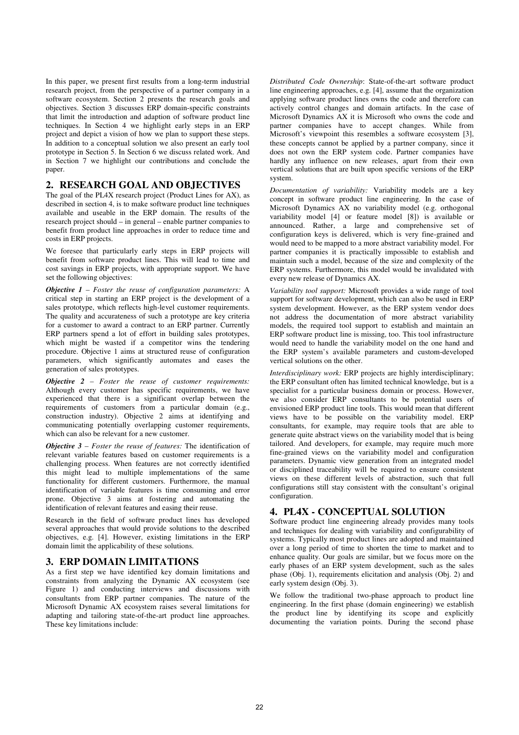In this paper, we present first results from a long-term industrial research project, from the perspective of a partner company in a software ecosystem. Section 2 presents the research goals and objectives. Section 3 discusses ERP domain-specific constraints that limit the introduction and adaption of software product line techniques. In Section 4 we highlight early steps in an ERP project and depict a vision of how we plan to support these steps. In addition to a conceptual solution we also present an early tool prototype in Section 5. In Section 6 we discuss related work. And in Section 7 we highlight our contributions and conclude the paper.

## 2. RESEARCH GOAL AND OBJECTIVES

The goal of the PL4X research project (Product Lines for AX), as described in section 4, is to make software product line techniques available and useable in the ERP domain. The results of the research project should – in general – enable partner companies to benefit from product line approaches in order to reduce time and costs in ERP projects.

We foresee that particularly early steps in ERP projects will benefit from software product lines. This will lead to time and cost savings in ERP projects, with appropriate support. We have set the following objectives:

***Objective 1** – Foster the reuse of configuration parameters:* A critical step in starting an ERP project is the development of a sales prototype, which reflects high-level customer requirements. The quality and accurateness of such a prototype are key criteria for a customer to award a contract to an ERP partner. Currently ERP partners spend a lot of effort in building sales prototypes, which might be wasted if a competitor wins the tendering procedure. Objective 1 aims at structured reuse of configuration parameters, which significantly automates and eases the generation of sales prototypes.

***Objective 2** – Foster the reuse of customer requirements:* Although every customer has specific requirements, we have experienced that there is a significant overlap between the requirements of customers from a particular domain (e.g., construction industry). Objective 2 aims at identifying and communicating potentially overlapping customer requirements, which can also be relevant for a new customer.

***Objective 3** – Foster the reuse of features:* The identification of relevant variable features based on customer requirements is a challenging process. When features are not correctly identified this might lead to multiple implementations of the same functionality for different customers. Furthermore, the manual identification of variable features is time consuming and error prone. Objective 3 aims at fostering and automating the identification of relevant features and easing their reuse.

Research in the field of software product lines has developed several approaches that would provide solutions to the described objectives, e.g. [4]. However, existing limitations in the ERP domain limit the applicability of these solutions.

## 3. ERP DOMAIN LIMITATIONS

As a first step we have identified key domain limitations and constraints from analyzing the Dynamic AX ecosystem (see Figure 1) and conducting interviews and discussions with consultants from ERP partner companies. The nature of the Microsoft Dynamic AX ecosystem raises several limitations for adapting and tailoring state-of-the-art product line approaches. These key limitations include:

*Distributed Code Ownership*: State-of-the-art software product line engineering approaches, e.g. [4], assume that the organization applying software product lines owns the code and therefore can actively control changes and domain artifacts. In the case of Microsoft Dynamics AX it is Microsoft who owns the code and partner companies have to accept changes. While from Microsoft's viewpoint this resembles a software ecosystem [3], these concepts cannot be applied by a partner company, since it does not own the ERP system code. Partner companies have hardly any influence on new releases, apart from their own vertical solutions that are built upon specific versions of the ERP system.

*Documentation of variability:* Variability models are a key concept in software product line engineering. In the case of Microsoft Dynamics AX no variability model (e.g. orthogonal variability model [4] or feature model [8]) is available or announced. Rather, a large and comprehensive set of configuration keys is delivered, which is very fine-grained and would need to be mapped to a more abstract variability model. For partner companies it is practically impossible to establish and maintain such a model, because of the size and complexity of the ERP systems. Furthermore, this model would be invalidated with every new release of Dynamics AX.

*Variability tool support:* Microsoft provides a wide range of tool support for software development, which can also be used in ERP system development. However, as the ERP system vendor does not address the documentation of more abstract variability models, the required tool support to establish and maintain an ERP software product line is missing, too. This tool infrastructure would need to handle the variability model on the one hand and the ERP system's available parameters and custom-developed vertical solutions on the other.

*Interdisciplinary work:* ERP projects are highly interdisciplinary; the ERP consultant often has limited technical knowledge, but is a specialist for a particular business domain or process. However, we also consider ERP consultants to be potential users of envisioned ERP product line tools. This would mean that different views have to be possible on the variability model. ERP consultants, for example, may require tools that are able to generate quite abstract views on the variability model that is being tailored. And developers, for example, may require much more fine-grained views on the variability model and configuration parameters. Dynamic view generation from an integrated model or disciplined traceability will be required to ensure consistent views on these different levels of abstraction, such that full configurations still stay consistent with the consultant's original configuration.

## 4. PL4X - CONCEPTUAL SOLUTION

Software product line engineering already provides many tools and techniques for dealing with variability and configurability of systems. Typically most product lines are adopted and maintained over a long period of time to shorten the time to market and to enhance quality. Our goals are similar, but we focus more on the early phases of an ERP system development, such as the sales phase (Obj. 1), requirements elicitation and analysis (Obj. 2) and early system design (Obj. 3).

We follow the traditional two-phase approach to product line engineering. In the first phase (domain engineering) we establish the product line by identifying its scope and explicitly documenting the variation points. During the second phase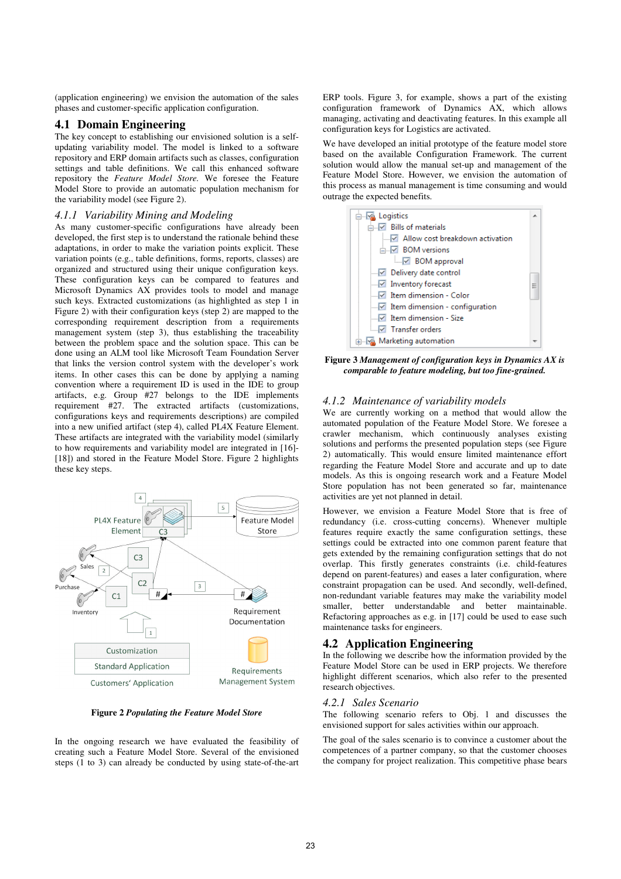(application engineering) we envision the automation of the sales phases and customer-specific application configuration.

## 4.1 Domain Engineering

The key concept to establishing our envisioned solution is a self-updating variability model. The model is linked to a software repository and ERP domain artifacts such as classes, configuration settings and table definitions. We call this enhanced software repository the *Feature Model Store*. We foresee the Feature Model Store to provide an automatic population mechanism for the variability model (see Figure 2).

### *4.1.1 Variability Mining and Modeling*

As many customer-specific configurations have already been developed, the first step is to understand the rationale behind these adaptations, in order to make the variation points explicit. These variation points (e.g., table definitions, forms, reports, classes) are organized and structured using their unique configuration keys. These configuration keys can be compared to features and Microsoft Dynamics AX provides tools to model and manage such keys. Extracted customizations (as highlighted as step 1 in Figure 2) with their configuration keys (step 2) are mapped to the corresponding requirement description from a requirements management system (step 3), thus establishing the traceability between the problem space and the solution space. This can be done using an ALM tool like Microsoft Team Foundation Server that links the version control system with the developer's work items. In other cases this can be done by applying a naming convention where a requirement ID is used in the IDE to group artifacts, e.g. Group #27 belongs to the IDE implements requirement #27. The extracted artifacts (customizations, configurations keys and requirements descriptions) are compiled into a new unified artifact (step 4), called PL4X Feature Element. These artifacts are integrated with the variability model (similarly to how requirements and variability model are integrated in [16]-[18]) and stored in the Feature Model Store. Figure 2 highlights these key steps.

**Figure 2** ***Populating the Feature Model Store***

In the ongoing research we have evaluated the feasibility of creating such a Feature Model Store. Several of the envisioned steps (1 to 3) can already be conducted by using state-of-the-art ERP tools. Figure 3, for example, shows a part of the existing configuration framework of Dynamics AX, which allows managing, activating and deactivating features. In this example all configuration keys for Logistics are activated.

We have developed an initial prototype of the feature model store based on the available Configuration Framework. The current solution would allow the manual set-up and management of the Feature Model Store. However, we envision the automation of this process as manual management is time consuming and would outrage the expected benefits.

**Figure 3** ***Management of configuration keys in Dynamics AX is comparable to feature modeling, but too fine-grained.***

### *4.1.2 Maintenance of variability models*

We are currently working on a method that would allow the automated population of the Feature Model Store. We foresee a crawler mechanism, which continuously analyses existing solutions and performs the presented population steps (see Figure 2) automatically. This would ensure limited maintenance effort regarding the Feature Model Store and accurate and up to date models. As this is ongoing research work and a Feature Model Store population has not been generated so far, maintenance activities are yet not planned in detail.

However, we envision a Feature Model Store that is free of redundancy (i.e. cross-cutting concerns). Whenever multiple features require exactly the same configuration settings, these settings could be extracted into one common parent feature that gets extended by the remaining configuration settings that do not overlap. This firstly generates constraints (i.e. child-features depend on parent-features) and eases a later configuration, where constraint propagation can be used. And secondly, well-defined, non-redundant variable features may make the variability model smaller, better understandable and better maintainable. Refactoring approaches as e.g. in [17] could be used to ease such maintenance tasks for engineers.

## 4.2 Application Engineering

In the following we describe how the information provided by the Feature Model Store can be used in ERP projects. We therefore highlight different scenarios, which also refer to the presented research objectives.

### *4.2.1 Sales Scenario*

The following scenario refers to Obj. 1 and discusses the envisioned support for sales activities within our approach.

The goal of the sales scenario is to convince a customer about the competences of a partner company, so that the customer chooses the company for project realization. This competitive phase bears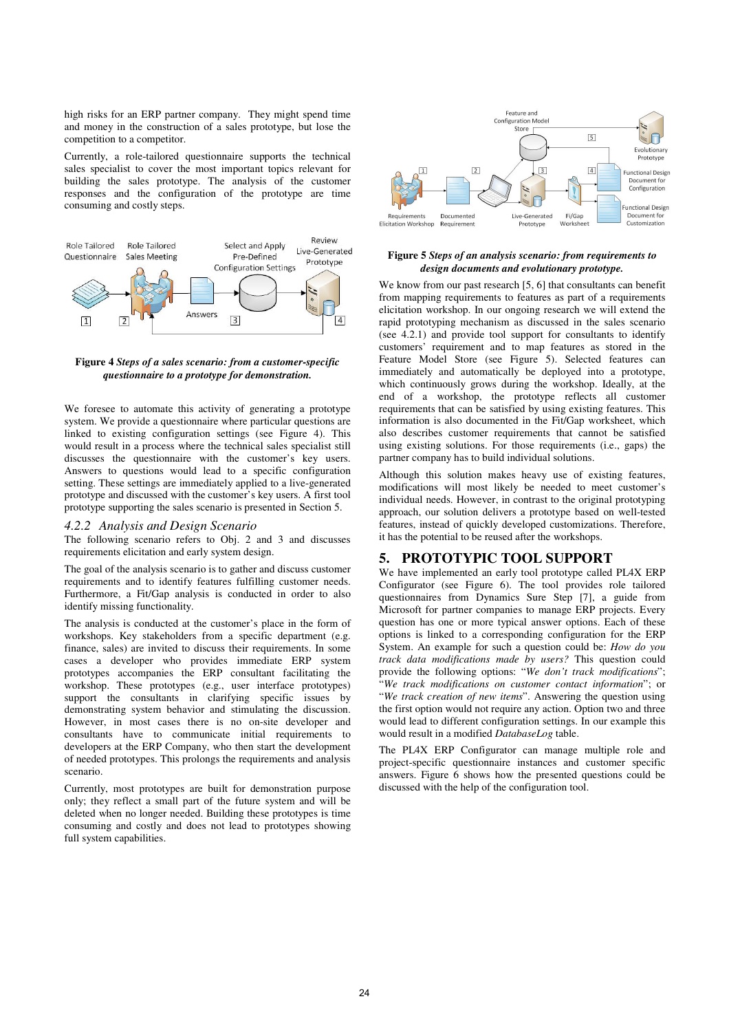high risks for an ERP partner company. They might spend time and money in the construction of a sales prototype, but lose the competition to a competitor.

Currently, a role-tailored questionnaire supports the technical sales specialist to cover the most important topics relevant for building the sales prototype. The analysis of the customer responses and the configuration of the prototype are time consuming and costly steps.

Role Tailored Questionnaire
Role Tailored Sales Meeting
Select and Apply Pre-Defined Configuration Settings
Review Live-Generated Prototype
Answers
1
2
3
4

**Figure 4** *Steps of a sales scenario: from a customer-specific questionnaire to a prototype for demonstration.*

We foresee to automate this activity of generating a prototype system. We provide a questionnaire where particular questions are linked to existing configuration settings (see Figure 4). This would result in a process where the technical sales specialist still discusses the questionnaire with the customer's key users. Answers to questions would lead to a specific configuration setting. These settings are immediately applied to a live-generated prototype and discussed with the customer's key users. A first tool prototype supporting the sales scenario is presented in Section 5.

### *4.2.2 Analysis and Design Scenario*

The following scenario refers to Obj. 2 and 3 and discusses requirements elicitation and early system design.

The goal of the analysis scenario is to gather and discuss customer requirements and to identify features fulfilling customer needs. Furthermore, a Fit/Gap analysis is conducted in order to also identify missing functionality.

The analysis is conducted at the customer's place in the form of workshops. Key stakeholders from a specific department (e.g. finance, sales) are invited to discuss their requirements. In some cases a developer who provides immediate ERP system prototypes accompanies the ERP consultant facilitating the workshop. These prototypes (e.g., user interface prototypes) support the consultants in clarifying specific issues by demonstrating system behavior and stimulating the discussion. However, in most cases there is no on-site developer and consultants have to communicate initial requirements to developers at the ERP Company, who then start the development of needed prototypes. This prolongs the requirements and analysis scenario.

Currently, most prototypes are built for demonstration purpose only; they reflect a small part of the future system and will be deleted when no longer needed. Building these prototypes is time consuming and costly and does not lead to prototypes showing full system capabilities.

Feature and Configuration Model Store
Evolutionary Prototype
Functional Design Document for Configuration
Functional Design Document for Customization
Requirements Elicitation Workshop
Documented Requirement
Live-Generated Prototype
Fi/Gap Worksheet
1
2
3
4
5

**Figure 5** *Steps of an analysis scenario: from requirements to design documents and evolutionary prototype.*

We know from our past research [5, 6] that consultants can benefit from mapping requirements to features as part of a requirements elicitation workshop. In our ongoing research we will extend the rapid prototyping mechanism as discussed in the sales scenario (see 4.2.1) and provide tool support for consultants to identify customers' requirement and to map features as stored in the Feature Model Store (see Figure 5). Selected features can immediately and automatically be deployed into a prototype, which continuously grows during the workshop. Ideally, at the end of a workshop, the prototype reflects all customer requirements that can be satisfied by using existing features. This information is also documented in the Fit/Gap worksheet, which also describes customer requirements that cannot be satisfied using existing solutions. For those requirements (i.e., gaps) the partner company has to build individual solutions.

Although this solution makes heavy use of existing features, modifications will most likely be needed to meet customer's individual needs. However, in contrast to the original prototyping approach, our solution delivers a prototype based on well-tested features, instead of quickly developed customizations. Therefore, it has the potential to be reused after the workshops.

## 5. PROTOTYPIC TOOL SUPPORT

We have implemented an early tool prototype called PL4X ERP Configurator (see Figure 6). The tool provides role tailored questionnaires from Dynamics Sure Step [7], a guide from Microsoft for partner companies to manage ERP projects. Every question has one or more typical answer options. Each of these options is linked to a corresponding configuration for the ERP System. An example for such a question could be: *How do you track data modifications made by users?* This question could provide the following options: "*We don't track modifications*"; "*We track modifications on customer contact information*"; or "*We track creation of new items*". Answering the question using the first option would not require any action. Option two and three would lead to different configuration settings. In our example this would result in a modified *DatabaseLog* table.

The PL4X ERP Configurator can manage multiple role and project-specific questionnaire instances and customer specific answers. Figure 6 shows how the presented questions could be discussed with the help of the configuration tool.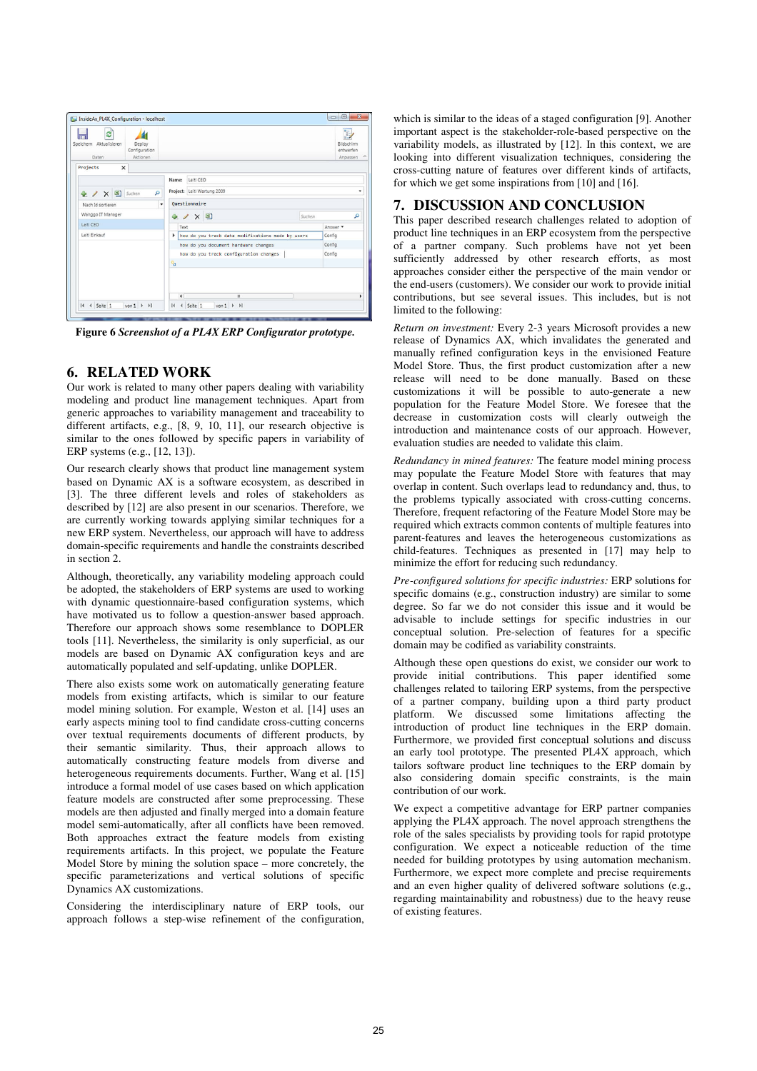**Figure 6** *Screenshot of a PL4X ERP Configurator prototype.*

## 6. RELATED WORK

Our work is related to many other papers dealing with variability modeling and product line management techniques. Apart from generic approaches to variability management and traceability to different artifacts, e.g., [8, 9, 10, 11], our research objective is similar to the ones followed by specific papers in variability of ERP systems (e.g., [12, 13]).

Our research clearly shows that product line management system based on Dynamic AX is a software ecosystem, as described in [3]. The three different levels and roles of stakeholders as described by [12] are also present in our scenarios. Therefore, we are currently working towards applying similar techniques for a new ERP system. Nevertheless, our approach will have to address domain-specific requirements and handle the constraints described in section 2.

Although, theoretically, any variability modeling approach could be adopted, the stakeholders of ERP systems are used to working with dynamic questionnaire-based configuration systems, which have motivated us to follow a question-answer based approach. Therefore our approach shows some resemblance to DOPLER tools [11]. Nevertheless, the similarity is only superficial, as our models are based on Dynamic AX configuration keys and are automatically populated and self-updating, unlike DOPLER.

There also exists some work on automatically generating feature models from existing artifacts, which is similar to our feature model mining solution. For example, Weston et al. [14] uses an early aspects mining tool to find candidate cross-cutting concerns over textual requirements documents of different products, by their semantic similarity. Thus, their approach allows to automatically constructing feature models from diverse and heterogeneous requirements documents. Further, Wang et al. [15] introduce a formal model of use cases based on which application feature models are constructed after some preprocessing. These models are then adjusted and finally merged into a domain feature model semi-automatically, after all conflicts have been removed. Both approaches extract the feature models from existing requirements artifacts. In this project, we populate the Feature Model Store by mining the solution space – more concretely, the specific parameterizations and vertical solutions of specific Dynamics AX customizations.

Considering the interdisciplinary nature of ERP tools, our approach follows a step-wise refinement of the configuration, which is similar to the ideas of a staged configuration [9]. Another important aspect is the stakeholder-role-based perspective on the variability models, as illustrated by [12]. In this context, we are looking into different visualization techniques, considering the cross-cutting nature of features over different kinds of artifacts, for which we get some inspirations from [10] and [16].

## 7. DISCUSSION AND CONCLUSION

This paper described research challenges related to adoption of product line techniques in an ERP ecosystem from the perspective of a partner company. Such problems have not yet been sufficiently addressed by other research efforts, as most approaches consider either the perspective of the main vendor or the end-users (customers). We consider our work to provide initial contributions, but see several issues. This includes, but is not limited to the following:

*Return on investment:* Every 2-3 years Microsoft provides a new release of Dynamics AX, which invalidates the generated and manually refined configuration keys in the envisioned Feature Model Store. Thus, the first product customization after a new release will need to be done manually. Based on these customizations it will be possible to auto-generate a new population for the Feature Model Store. We foresee that the decrease in customization costs will clearly outweigh the introduction and maintenance costs of our approach. However, evaluation studies are needed to validate this claim.

*Redundancy in mined features:* The feature model mining process may populate the Feature Model Store with features that may overlap in content. Such overlaps lead to redundancy and, thus, to the problems typically associated with cross-cutting concerns. Therefore, frequent refactoring of the Feature Model Store may be required which extracts common contents of multiple features into parent-features and leaves the heterogeneous customizations as child-features. Techniques as presented in [17] may help to minimize the effort for reducing such redundancy.

*Pre-configured solutions for specific industries:* ERP solutions for specific domains (e.g., construction industry) are similar to some degree. So far we do not consider this issue and it would be advisable to include settings for specific industries in our conceptual solution. Pre-selection of features for a specific domain may be codified as variability constraints.

Although these open questions do exist, we consider our work to provide initial contributions. This paper identified some challenges related to tailoring ERP systems, from the perspective of a partner company, building upon a third party product platform. We discussed some limitations affecting the introduction of product line techniques in the ERP domain. Furthermore, we provided first conceptual solutions and discuss an early tool prototype. The presented PL4X approach, which tailors software product line techniques to the ERP domain by also considering domain specific constraints, is the main contribution of our work.

We expect a competitive advantage for ERP partner companies applying the PL4X approach. The novel approach strengthens the role of the sales specialists by providing tools for rapid prototype configuration. We expect a noticeable reduction of the time needed for building prototypes by using automation mechanism. Furthermore, we expect more complete and precise requirements and an even higher quality of delivered software solutions (e.g., regarding maintainability and robustness) due to the heavy reuse of existing features.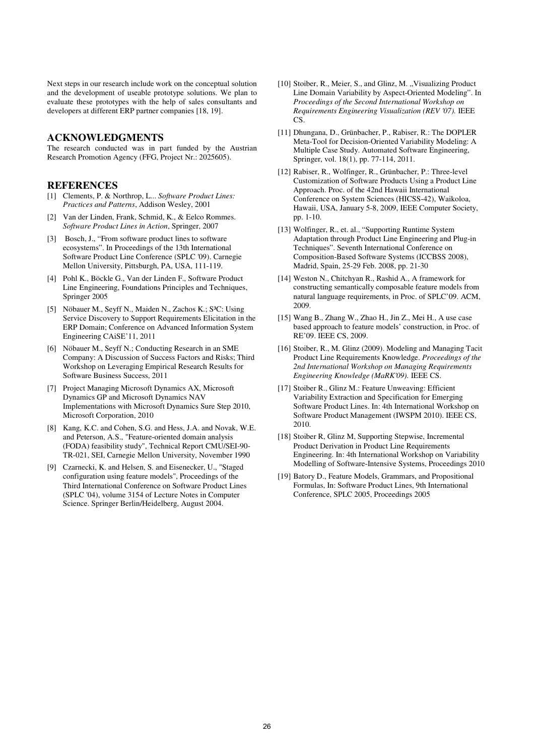Next steps in our research include work on the conceptual solution and the development of useable prototype solutions. We plan to evaluate these prototypes with the help of sales consultants and developers at different ERP partner companies [18, 19].

## ACKNOWLEDGMENTS

The research conducted was in part funded by the Austrian Research Promotion Agency (FFG, Project Nr.: 2025605).

## REFERENCES

[1] Clements, P. & Northrop, L... *Software Product Lines: Practices and Patterns*, Addison Wesley, 2001

[2] Van der Linden, Frank, Schmid, K., & Eelco Rommes. *Software Product Lines in Action*, Springer, 2007

[3] Bosch, J., "From software product lines to software ecosystems". In Proceedings of the 13th International Software Product Line Conference (SPLC '09). Carnegie Mellon University, Pittsburgh, PA, USA, 111-119.

[4] Pohl K., Böckle G., Van der Linden F., Software Product Line Engineering, Foundations Principles and Techniques, Springer 2005

[5] Nöbauer M., Seyff N., Maiden N., Zachos K.; S³C: Using Service Discovery to Support Requirements Elicitation in the ERP Domain; Conference on Advanced Information System Engineering CAiSE'11, 2011

[6] Nöbauer M., Seyff N.; Conducting Research in an SME Company: A Discussion of Success Factors and Risks; Third Workshop on Leveraging Empirical Research Results for Software Business Success, 2011

[7] Project Managing Microsoft Dynamics AX, Microsoft Dynamics GP and Microsoft Dynamics NAV Implementations with Microsoft Dynamics Sure Step 2010, Microsoft Corporation, 2010

[8] Kang, K.C. and Cohen, S.G. and Hess, J.A. and Novak, W.E. and Peterson, A.S., "Feature-oriented domain analysis (FODA) feasibility study", Technical Report CMU/SEI-90-TR-021, SEI, Carnegie Mellon University, November 1990

[9] Czarnecki, K. and Helsen, S. and Eisenecker, U., "Staged configuration using feature models", Proceedings of the Third International Conference on Software Product Lines (SPLC '04), volume 3154 of Lecture Notes in Computer Science. Springer Berlin/Heidelberg, August 2004.

[10] Stoiber, R., Meier, S., and Glinz, M. „Visualizing Product Line Domain Variability by Aspect-Oriented Modeling". In *Proceedings of the Second International Workshop on Requirements Engineering Visualization (REV '07).* IEEE CS.

[11] Dhungana, D., Grünbacher, P., Rabiser, R.: The DOPLER Meta-Tool for Decision-Oriented Variability Modeling: A Multiple Case Study. Automated Software Engineering, Springer, vol. 18(1), pp. 77-114, 2011.

[12] Rabiser, R., Wolfinger, R., Grünbacher, P.: Three-level Customization of Software Products Using a Product Line Approach. Proc. of the 42nd Hawaii International Conference on System Sciences (HICSS-42), Waikoloa, Hawaii, USA, January 5-8, 2009, IEEE Computer Society, pp. 1-10.

[13] Wolfinger, R., et. al., "Supporting Runtime System Adaptation through Product Line Engineering and Plug-in Techniques". Seventh International Conference on Composition-Based Software Systems (ICCBSS 2008), Madrid, Spain, 25-29 Feb. 2008, pp. 21-30

[14] Weston N., Chitchyan R., Rashid A., A framework for constructing semantically composable feature models from natural language requirements, in Proc. of SPLC'09. ACM, 2009.

[15] Wang B., Zhang W., Zhao H., Jin Z., Mei H., A use case based approach to feature models' construction, in Proc. of RE'09. IEEE CS, 2009.

[16] Stoiber, R., M. Glinz (2009). Modeling and Managing Tacit Product Line Requirements Knowledge. *Proceedings of the 2nd International Workshop on Managing Requirements Engineering Knowledge (MaRK'09).* IEEE CS.

[17] Stoiber R., Glinz M.: Feature Unweaving: Efficient Variability Extraction and Specification for Emerging Software Product Lines. In: 4th International Workshop on Software Product Management (IWSPM 2010). IEEE CS, 2010.

[18] Stoiber R, Glinz M, Supporting Stepwise, Incremental Product Derivation in Product Line Requirements Engineering. In: 4th International Workshop on Variability Modelling of Software-Intensive Systems, Proceedings 2010

[19] Batory D., Feature Models, Grammars, and Propositional Formulas, In: Software Product Lines, 9th International Conference, SPLC 2005, Proceedings 2005